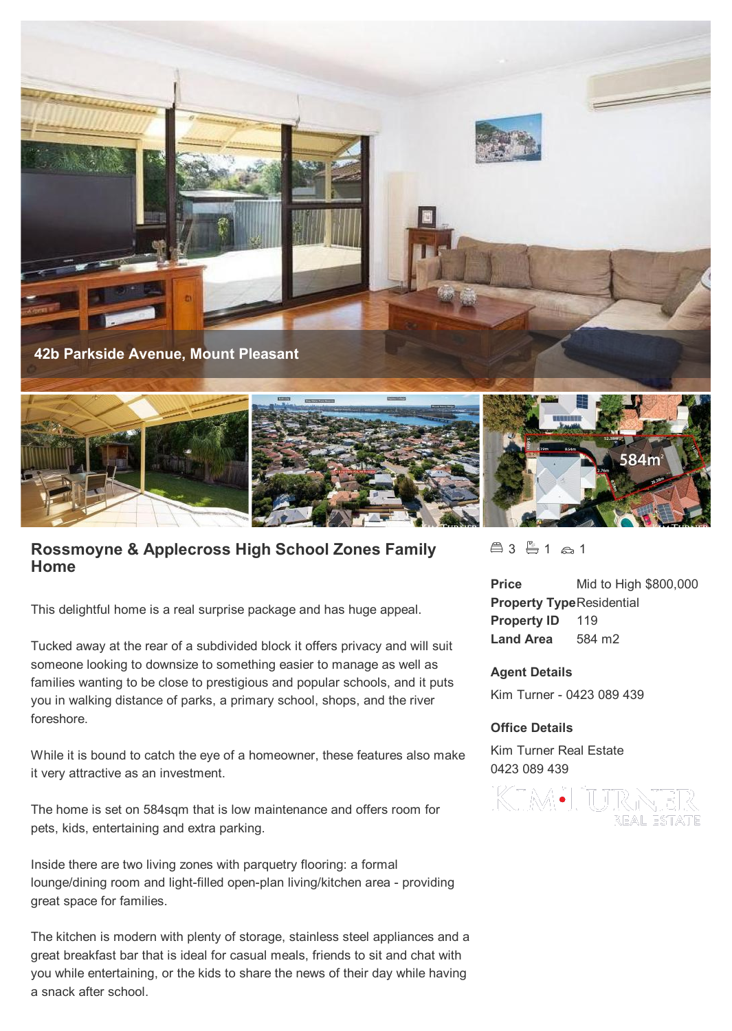42b Parkside Avenue, Mount Pleasant

## Rossmoyne & Applecross High School Zones Family Home

3 1 1

| | |
|---|---|
| **Price** | Mid to High $800,000 |
| **Property Type** | Residential |
| **Property ID** | 119 |
| **Land Area** | 584 m2 |

**Agent Details**

Kim Turner - 0423 089 439

**Office Details**

Kim Turner Real Estate
0423 089 439

This delightful home is a real surprise package and has huge appeal.

Tucked away at the rear of a subdivided block it offers privacy and will suit someone looking to downsize to something easier to manage as well as families wanting to be close to prestigious and popular schools, and it puts you in walking distance of parks, a primary school, shops, and the river foreshore.

While it is bound to catch the eye of a homeowner, these features also make it very attractive as an investment.

The home is set on 584sqm that is low maintenance and offers room for pets, kids, entertaining and extra parking.

Inside there are two living zones with parquetry flooring: a formal lounge/dining room and light-filled open-plan living/kitchen area - providing great space for families.

The kitchen is modern with plenty of storage, stainless steel appliances and a great breakfast bar that is ideal for casual meals, friends to sit and chat with you while entertaining, or the kids to share the news of their day while having a snack after school.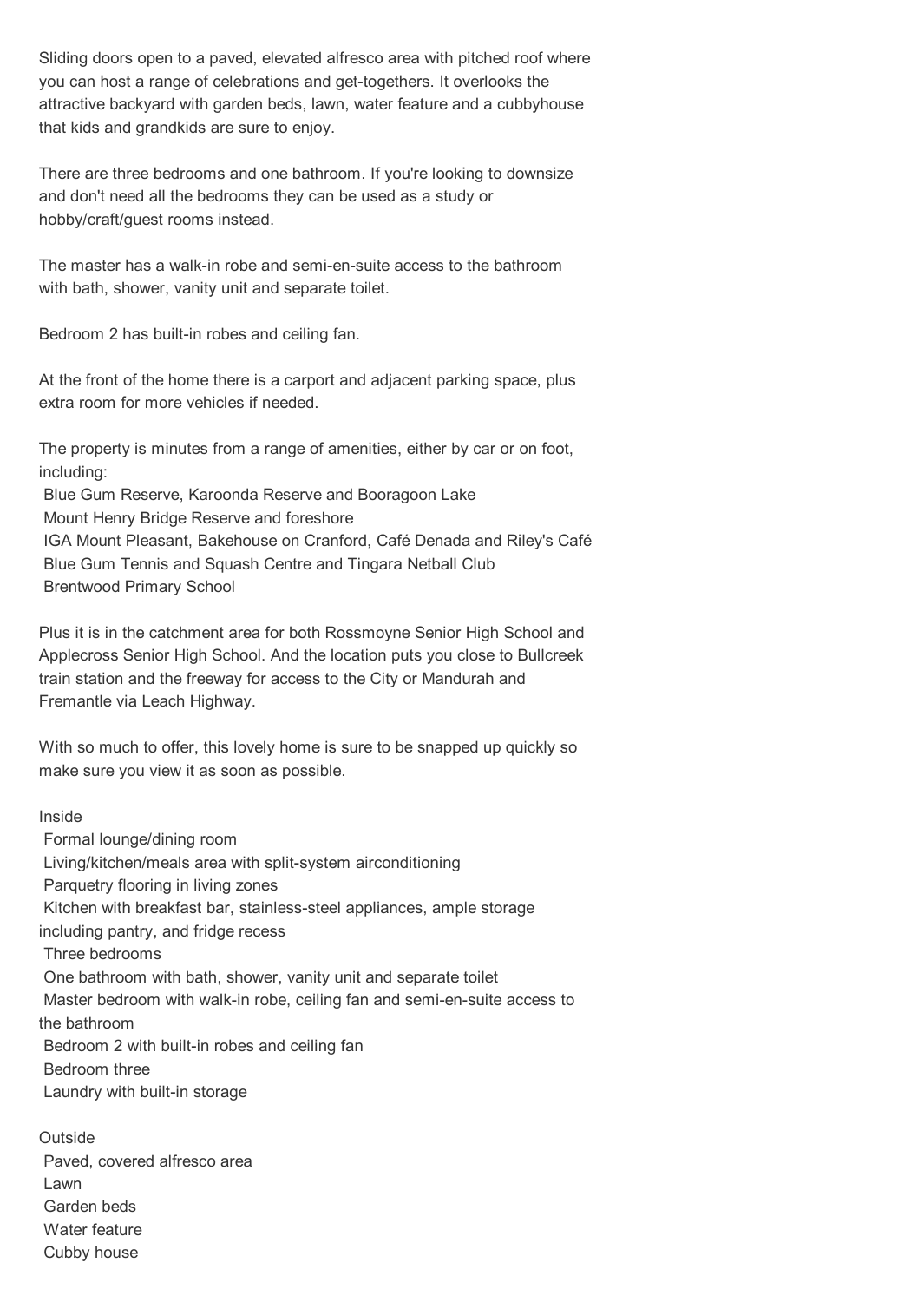Sliding doors open to a paved, elevated alfresco area with pitched roof where you can host a range of celebrations and get-togethers. It overlooks the attractive backyard with garden beds, lawn, water feature and a cubbyhouse that kids and grandkids are sure to enjoy.

There are three bedrooms and one bathroom. If you're looking to downsize and don't need all the bedrooms they can be used as a study or hobby/craft/guest rooms instead.

The master has a walk-in robe and semi-en-suite access to the bathroom with bath, shower, vanity unit and separate toilet.

Bedroom 2 has built-in robes and ceiling fan.

At the front of the home there is a carport and adjacent parking space, plus extra room for more vehicles if needed.

The property is minutes from a range of amenities, either by car or on foot, including:

- Blue Gum Reserve, Karoonda Reserve and Booragoon Lake
- Mount Henry Bridge Reserve and foreshore
- IGA Mount Pleasant, Bakehouse on Cranford, Café Denada and Riley's Café
- Blue Gum Tennis and Squash Centre and Tingara Netball Club
- Brentwood Primary School

Plus it is in the catchment area for both Rossmoyne Senior High School and Applecross Senior High School. And the location puts you close to Bullcreek train station and the freeway for access to the City or Mandurah and Fremantle via Leach Highway.

With so much to offer, this lovely home is sure to be snapped up quickly so make sure you view it as soon as possible.

Inside

- Formal lounge/dining room
- Living/kitchen/meals area with split-system airconditioning
- Parquetry flooring in living zones
- Kitchen with breakfast bar, stainless-steel appliances, ample storage including pantry, and fridge recess
- Three bedrooms
- One bathroom with bath, shower, vanity unit and separate toilet
- Master bedroom with walk-in robe, ceiling fan and semi-en-suite access to the bathroom
- Bedroom 2 with built-in robes and ceiling fan
- Bedroom three
- Laundry with built-in storage

Outside

- Paved, covered alfresco area
- Lawn
- Garden beds
- Water feature
- Cubby house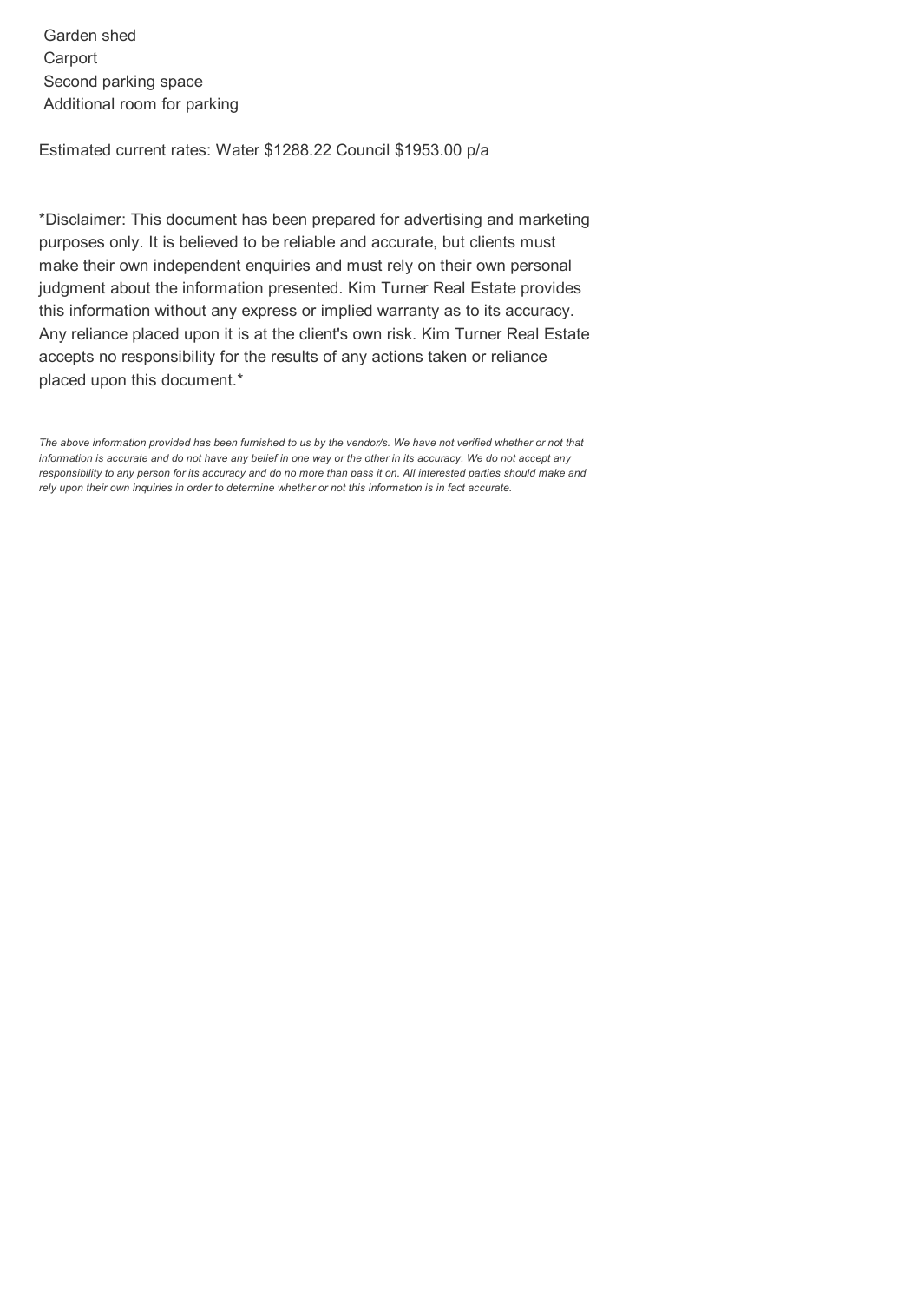Garden shed
Carport
Second parking space
Additional room for parking

Estimated current rates: Water $1288.22 Council $1953.00 p/a

*Disclaimer: This document has been prepared for advertising and marketing purposes only. It is believed to be reliable and accurate, but clients must make their own independent enquiries and must rely on their own personal judgment about the information presented. Kim Turner Real Estate provides this information without any express or implied warranty as to its accuracy. Any reliance placed upon it is at the client's own risk. Kim Turner Real Estate accepts no responsibility for the results of any actions taken or reliance placed upon this document.*

*The above information provided has been furnished to us by the vendor/s. We have not verified whether or not that information is accurate and do not have any belief in one way or the other in its accuracy. We do not accept any responsibility to any person for its accuracy and do no more than pass it on. All interested parties should make and rely upon their own inquiries in order to determine whether or not this information is in fact accurate.*